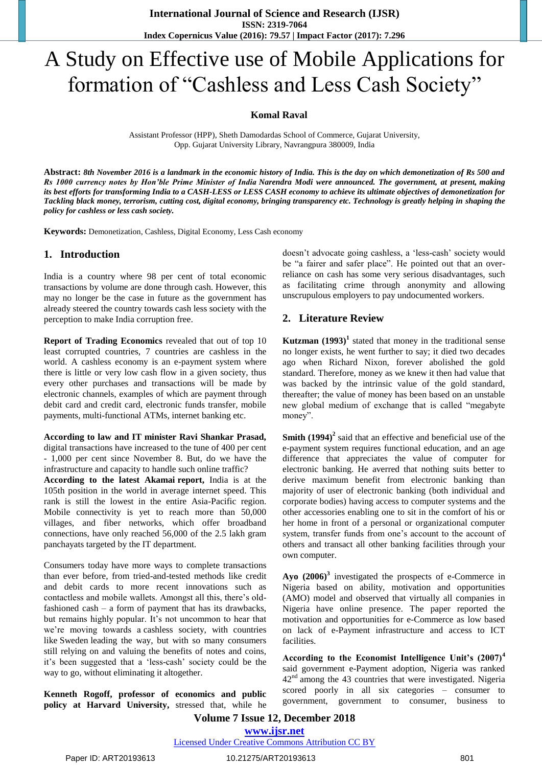# A Study on Effective use of Mobile Applications for formation of "Cashless and Less Cash Society"

**Komal Raval**

Assistant Professor (HPP), Sheth Damodardas School of Commerce, Gujarat University, Opp. Gujarat University Library, Navrangpura 380009, India

**Abstract:** ***8th November 2016 is a landmark in the economic history of India. This is the day on which demonetization of Rs 500 and Rs 1000 currency notes by Hon'ble Prime Minister of India Narendra Modi were announced. The government, at present, making its best efforts for transforming India to a CASH-LESS or LESS CASH economy to achieve its ultimate objectives of demonetization for Tackling black money, terrorism, cutting cost, digital economy, bringing transparency etc. Technology is greatly helping in shaping the policy for cashless or less cash society.***

**Keywords:** Demonetization, Cashless, Digital Economy, Less Cash economy

## 1. Introduction

India is a country where 98 per cent of total economic transactions by volume are done through cash. However, this may no longer be the case in future as the government has already steered the country towards cash less society with the perception to make India corruption free.

**Report of Trading Economics** revealed that out of top 10 least corrupted countries, 7 countries are cashless in the world. A cashless economy is an e-payment system where there is little or very low cash flow in a given society, thus every other purchases and transactions will be made by electronic channels, examples of which are payment through debit card and credit card, electronic funds transfer, mobile payments, multi-functional ATMs, internet banking etc.

**According to law and IT minister Ravi Shankar Prasad,** digital transactions have increased to the tune of 400 per cent - 1,000 per cent since November 8. But, do we have the infrastructure and capacity to handle such online traffic?

**According to the latest Akamai report,** India is at the 105th position in the world in average internet speed. This rank is still the lowest in the entire Asia-Pacific region. Mobile connectivity is yet to reach more than 50,000 villages, and fiber networks, which offer broadband connections, have only reached 56,000 of the 2.5 lakh gram panchayats targeted by the IT department.

Consumers today have more ways to complete transactions than ever before, from tried-and-tested methods like credit and debit cards to more recent innovations such as contactless and mobile wallets. Amongst all this, there's old-fashioned cash – a form of payment that has its drawbacks, but remains highly popular. It's not uncommon to hear that we're moving towards a cashless society, with countries like Sweden leading the way, but with so many consumers still relying on and valuing the benefits of notes and coins, it's been suggested that a 'less-cash' society could be the way to go, without eliminating it altogether.

**Kenneth Rogoff, professor of economics and public policy at Harvard University,** stressed that, while he doesn't advocate going cashless, a 'less-cash' society would be "a fairer and safer place". He pointed out that an over-reliance on cash has some very serious disadvantages, such as facilitating crime through anonymity and allowing unscrupulous employers to pay undocumented workers.

## 2. Literature Review

**Kutzman (1993)**[1] stated that money in the traditional sense no longer exists, he went further to say; it died two decades ago when Richard Nixon, forever abolished the gold standard. Therefore, money as we knew it then had value that was backed by the intrinsic value of the gold standard, thereafter; the value of money has been based on an unstable new global medium of exchange that is called "megabyte money".

**Smith (1994)**[2] said that an effective and beneficial use of the e-payment system requires functional education, and an age difference that appreciates the value of computer for electronic banking. He averred that nothing suits better to derive maximum benefit from electronic banking than majority of user of electronic banking (both individual and corporate bodies) having access to computer systems and the other accessories enabling one to sit in the comfort of his or her home in front of a personal or organizational computer system, transfer funds from one's account to the account of others and transact all other banking facilities through your own computer.

**Ayo (2006)**[3] investigated the prospects of e-Commerce in Nigeria based on ability, motivation and opportunities (AMO) model and observed that virtually all companies in Nigeria have online presence. The paper reported the motivation and opportunities for e-Commerce as low based on lack of e-Payment infrastructure and access to ICT facilities.

**According to the Economist Intelligence Unit's (2007)**[4] said government e-Payment adoption, Nigeria was ranked 42nd among the 43 countries that were investigated. Nigeria scored poorly in all six categories – consumer to government, government to consumer, business to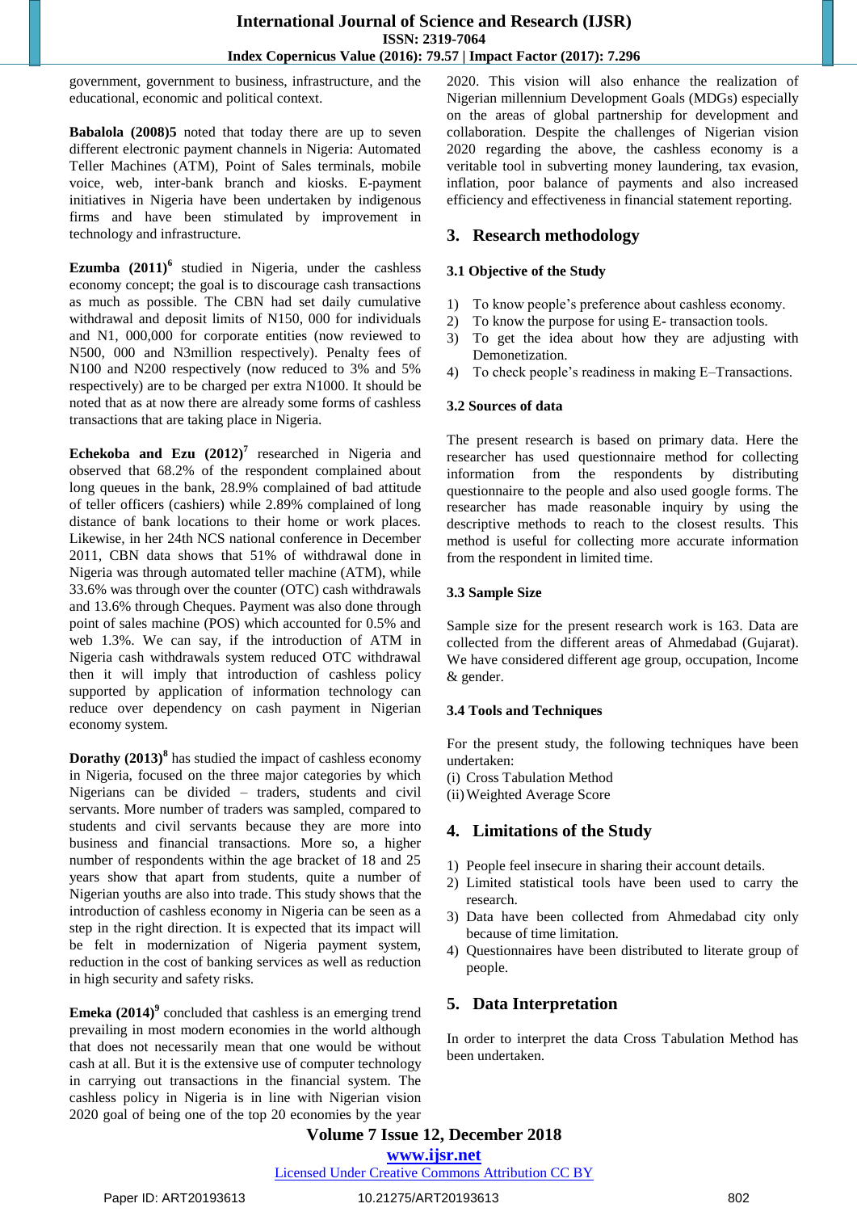government, government to business, infrastructure, and the educational, economic and political context.

**Babalola (2008)5** noted that today there are up to seven different electronic payment channels in Nigeria: Automated Teller Machines (ATM), Point of Sales terminals, mobile voice, web, inter-bank branch and kiosks. E-payment initiatives in Nigeria have been undertaken by indigenous firms and have been stimulated by improvement in technology and infrastructure.

**Ezumba (2011)**[6] studied in Nigeria, under the cashless economy concept; the goal is to discourage cash transactions as much as possible. The CBN had set daily cumulative withdrawal and deposit limits of N150, 000 for individuals and N1, 000,000 for corporate entities (now reviewed to N500, 000 and N3million respectively). Penalty fees of N100 and N200 respectively (now reduced to 3% and 5% respectively) are to be charged per extra N1000. It should be noted that as at now there are already some forms of cashless transactions that are taking place in Nigeria.

**Echekoba and Ezu (2012)**[7] researched in Nigeria and observed that 68.2% of the respondent complained about long queues in the bank, 28.9% complained of bad attitude of teller officers (cashiers) while 2.89% complained of long distance of bank locations to their home or work places. Likewise, in her 24th NCS national conference in December 2011, CBN data shows that 51% of withdrawal done in Nigeria was through automated teller machine (ATM), while 33.6% was through over the counter (OTC) cash withdrawals and 13.6% through Cheques. Payment was also done through point of sales machine (POS) which accounted for 0.5% and web 1.3%. We can say, if the introduction of ATM in Nigeria cash withdrawals system reduced OTC withdrawal then it will imply that introduction of cashless policy supported by application of information technology can reduce over dependency on cash payment in Nigerian economy system.

**Dorathy (2013)**[8] has studied the impact of cashless economy in Nigeria, focused on the three major categories by which Nigerians can be divided – traders, students and civil servants. More number of traders was sampled, compared to students and civil servants because they are more into business and financial transactions. More so, a higher number of respondents within the age bracket of 18 and 25 years show that apart from students, quite a number of Nigerian youths are also into trade. This study shows that the introduction of cashless economy in Nigeria can be seen as a step in the right direction. It is expected that its impact will be felt in modernization of Nigeria payment system, reduction in the cost of banking services as well as reduction in high security and safety risks.

**Emeka (2014)**[9] concluded that cashless is an emerging trend prevailing in most modern economies in the world although that does not necessarily mean that one would be without cash at all. But it is the extensive use of computer technology in carrying out transactions in the financial system. The cashless policy in Nigeria is in line with Nigerian vision 2020 goal of being one of the top 20 economies by the year 2020. This vision will also enhance the realization of Nigerian millennium Development Goals (MDGs) especially on the areas of global partnership for development and collaboration. Despite the challenges of Nigerian vision 2020 regarding the above, the cashless economy is a veritable tool in subverting money laundering, tax evasion, inflation, poor balance of payments and also increased efficiency and effectiveness in financial statement reporting.

## 3. Research methodology

### 3.1 Objective of the Study

1) To know people's preference about cashless economy.
2) To know the purpose for using E- transaction tools.
3) To get the idea about how they are adjusting with Demonetization.
4) To check people's readiness in making E–Transactions.

### 3.2 Sources of data

The present research is based on primary data. Here the researcher has used questionnaire method for collecting information from the respondents by distributing questionnaire to the people and also used google forms. The researcher has made reasonable inquiry by using the descriptive methods to reach to the closest results. This method is useful for collecting more accurate information from the respondent in limited time.

### 3.3 Sample Size

Sample size for the present research work is 163. Data are collected from the different areas of Ahmedabad (Gujarat). We have considered different age group, occupation, Income & gender.

### 3.4 Tools and Techniques

For the present study, the following techniques have been undertaken:

(i) Cross Tabulation Method
(ii) Weighted Average Score

## 4. Limitations of the Study

1) People feel insecure in sharing their account details.
2) Limited statistical tools have been used to carry the research.
3) Data have been collected from Ahmedabad city only because of time limitation.
4) Questionnaires have been distributed to literate group of people.

## 5. Data Interpretation

In order to interpret the data Cross Tabulation Method has been undertaken.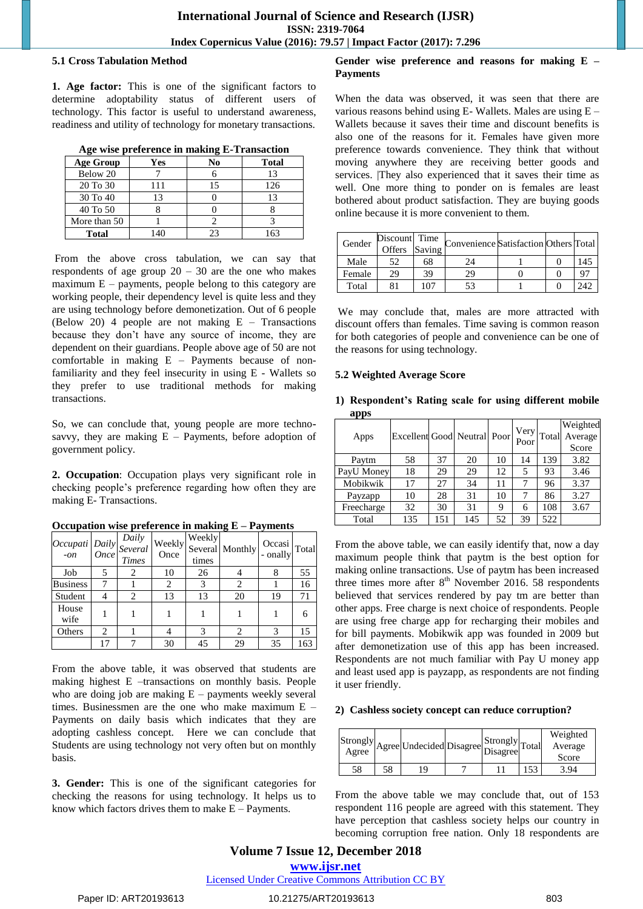### 5.1 Cross Tabulation Method

**1. Age factor:** This is one of the significant factors to determine adoptability status of different users of technology. This factor is useful to understand awareness, readiness and utility of technology for monetary transactions.

**Age wise preference in making E-Transaction**

| Age Group | Yes | No | Total |
|---|---|---|---|
| Below 20 | 7 | 6 | 13 |
| 20 To 30 | 111 | 15 | 126 |
| 30 To 40 | 13 | 0 | 13 |
| 40 To 50 | 8 | 0 | 8 |
| More than 50 | 1 | 2 | 3 |
| **Total** | 140 | 23 | 163 |

From the above cross tabulation, we can say that respondents of age group 20 – 30 are the one who makes maximum E – payments, people belong to this category are working people, their dependency level is quite less and they are using technology before demonetization. Out of 6 people (Below 20) 4 people are not making E – Transactions because they don't have any source of income, they are dependent on their guardians. People above age of 50 are not comfortable in making E – Payments because of non-familiarity and they feel insecurity in using E - Wallets so they prefer to use traditional methods for making transactions.

So, we can conclude that, young people are more techno-savvy, they are making E – Payments, before adoption of government policy.

**2. Occupation**: Occupation plays very significant role in checking people's preference regarding how often they are making E- Transactions.

**Occupation wise preference in making E – Payments**

| *Occupati-on* | *Daily Once* | *Daily Several Times* | Weekly Once | Weekly Several times | Monthly | Occasi - onally | Total |
|---|---|---|---|---|---|---|---|
| Job | 5 | 2 | 10 | 26 | 4 | 8 | 55 |
| Business | 7 | 1 | 2 | 3 | 2 | 1 | 16 |
| Student | 4 | 2 | 13 | 13 | 20 | 19 | 71 |
| House wife | 1 | 1 | 1 | 1 | 1 | 1 | 6 |
| Others | 2 | 1 | 4 | 3 | 2 | 3 | 15 |
| | 17 | 7 | 30 | 45 | 29 | 35 | 163 |

From the above table, it was observed that students are making highest E –transactions on monthly basis. People who are doing job are making E – payments weekly several times. Businessmen are the one who make maximum E – Payments on daily basis which indicates that they are adopting cashless concept. Here we can conclude that Students are using technology not very often but on monthly basis.

**3. Gender:** This is one of the significant categories for checking the reasons for using technology. It helps us to know which factors drives them to make E – Payments.

**Gender wise preference and reasons for making E – Payments**

When the data was observed, it was seen that there are various reasons behind using E- Wallets. Males are using E – Wallets because it saves their time and discount benefits is also one of the reasons for it. Females have given more preference towards convenience. They think that without moving anywhere they are receiving better goods and services. |They also experienced that it saves their time as well. One more thing to ponder on is females are least bothered about product satisfaction. They are buying goods online because it is more convenient to them.

| Gender | Discount Offers | Time Saving | Convenience | Satisfaction | Others | Total |
|---|---|---|---|---|---|---|
| Male | 52 | 68 | 24 | 1 | 0 | 145 |
| Female | 29 | 39 | 29 | 0 | 0 | 97 |
| Total | 81 | 107 | 53 | 1 | 0 | 242 |

We may conclude that, males are more attracted with discount offers than females. Time saving is common reason for both categories of people and convenience can be one of the reasons for using technology.

### 5.2 Weighted Average Score

**1) Respondent's Rating scale for using different mobile apps**

| Apps | Excellent | Good | Neutral | Poor | Very Poor | Total | Weighted Average Score |
|---|---|---|---|---|---|---|---|
| Paytm | 58 | 37 | 20 | 10 | 14 | 139 | 3.82 |
| PayU Money | 18 | 29 | 29 | 12 | 5 | 93 | 3.46 |
| Mobikwik | 17 | 27 | 34 | 11 | 7 | 96 | 3.37 |
| Payzapp | 10 | 28 | 31 | 10 | 7 | 86 | 3.27 |
| Freecharge | 32 | 30 | 31 | 9 | 6 | 108 | 3.67 |
| Total | 135 | 151 | 145 | 52 | 39 | 522 | |

From the above table, we can easily identify that, now a day maximum people think that paytm is the best option for making online transactions. Use of paytm has been increased three times more after 8th November 2016. 58 respondents believed that services rendered by pay tm are better than other apps. Free charge is next choice of respondents. People are using free charge app for recharging their mobiles and for bill payments. Mobikwik app was founded in 2009 but after demonetization use of this app has been increased. Respondents are not much familiar with Pay U money app and least used app is payzapp, as respondents are not finding it user friendly.

**2) Cashless society concept can reduce corruption?**

| Strongly Agree | Agree | Undecided | Disagree | Strongly Disagree | Total | Weighted Average Score |
|---|---|---|---|---|---|---|
| 58 | 58 | 19 | 7 | 11 | 153 | 3.94 |

From the above table we may conclude that, out of 153 respondent 116 people are agreed with this statement. They have perception that cashless society helps our country in becoming corruption free nation. Only 18 respondents are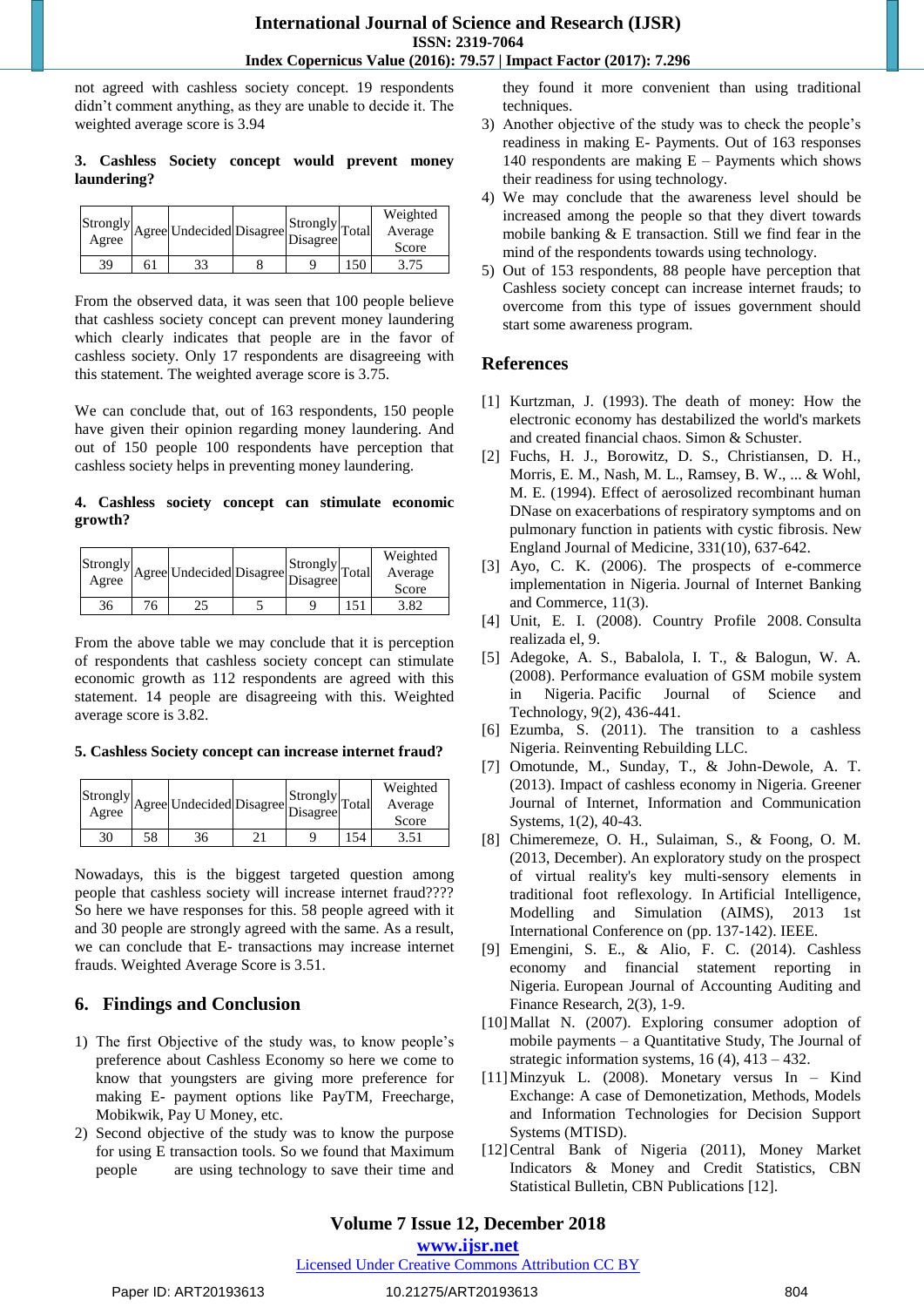not agreed with cashless society concept. 19 respondents didn't comment anything, as they are unable to decide it. The weighted average score is 3.94

**3. Cashless Society concept would prevent money laundering?**

| Strongly Agree | Agree | Undecided | Disagree | Strongly Disagree | Total | Weighted Average Score |
|---|---|---|---|---|---|---|
| 39 | 61 | 33 | 8 | 9 | 150 | 3.75 |

From the observed data, it was seen that 100 people believe that cashless society concept can prevent money laundering which clearly indicates that people are in the favor of cashless society. Only 17 respondents are disagreeing with this statement. The weighted average score is 3.75.

We can conclude that, out of 163 respondents, 150 people have given their opinion regarding money laundering. And out of 150 people 100 respondents have perception that cashless society helps in preventing money laundering.

**4. Cashless society concept can stimulate economic growth?**

| Strongly Agree | Agree | Undecided | Disagree | Strongly Disagree | Total | Weighted Average Score |
|---|---|---|---|---|---|---|
| 36 | 76 | 25 | 5 | 9 | 151 | 3.82 |

From the above table we may conclude that it is perception of respondents that cashless society concept can stimulate economic growth as 112 respondents are agreed with this statement. 14 people are disagreeing with this. Weighted average score is 3.82.

**5. Cashless Society concept can increase internet fraud?**

| Strongly Agree | Agree | Undecided | Disagree | Strongly Disagree | Total | Weighted Average Score |
|---|---|---|---|---|---|---|
| 30 | 58 | 36 | 21 | 9 | 154 | 3.51 |

Nowadays, this is the biggest targeted question among people that cashless society will increase internet fraud???? So here we have responses for this. 58 people agreed with it and 30 people are strongly agreed with the same. As a result, we can conclude that E- transactions may increase internet frauds. Weighted Average Score is 3.51.

## 6. Findings and Conclusion

1) The first Objective of the study was, to know people's preference about Cashless Economy so here we come to know that youngsters are giving more preference for making E- payment options like PayTM, Freecharge, Mobikwik, Pay U Money, etc.
2) Second objective of the study was to know the purpose for using E transaction tools. So we found that Maximum people are using technology to save their time and they found it more convenient than using traditional techniques.
3) Another objective of the study was to check the people's readiness in making E- Payments. Out of 163 responses 140 respondents are making E – Payments which shows their readiness for using technology.
4) We may conclude that the awareness level should be increased among the people so that they divert towards mobile banking & E transaction. Still we find fear in the mind of the respondents towards using technology.
5) Out of 153 respondents, 88 people have perception that Cashless society concept can increase internet frauds; to overcome from this type of issues government should start some awareness program.

## References

[1] Kurtzman, J. (1993). The death of money: How the electronic economy has destabilized the world's markets and created financial chaos. Simon & Schuster.

[2] Fuchs, H. J., Borowitz, D. S., Christiansen, D. H., Morris, E. M., Nash, M. L., Ramsey, B. W., ... & Wohl, M. E. (1994). Effect of aerosolized recombinant human DNase on exacerbations of respiratory symptoms and on pulmonary function in patients with cystic fibrosis. New England Journal of Medicine, 331(10), 637-642.

[3] Ayo, C. K. (2006). The prospects of e-commerce implementation in Nigeria. Journal of Internet Banking and Commerce, 11(3).

[4] Unit, E. I. (2008). Country Profile 2008. Consulta realizada el, 9.

[5] Adegoke, A. S., Babalola, I. T., & Balogun, W. A. (2008). Performance evaluation of GSM mobile system in Nigeria. Pacific Journal of Science and Technology, 9(2), 436-441.

[6] Ezumba, S. (2011). The transition to a cashless Nigeria. Reinventing Rebuilding LLC.

[7] Omotunde, M., Sunday, T., & John-Dewole, A. T. (2013). Impact of cashless economy in Nigeria. Greener Journal of Internet, Information and Communication Systems, 1(2), 40-43.

[8] Chimeremeze, O. H., Sulaiman, S., & Foong, O. M. (2013, December). An exploratory study on the prospect of virtual reality's key multi-sensory elements in traditional foot reflexology. In Artificial Intelligence, Modelling and Simulation (AIMS), 2013 1st International Conference on (pp. 137-142). IEEE.

[9] Emengini, S. E., & Alio, F. C. (2014). Cashless economy and financial statement reporting in Nigeria. European Journal of Accounting Auditing and Finance Research, 2(3), 1-9.

[10] Mallat N. (2007). Exploring consumer adoption of mobile payments – a Quantitative Study, The Journal of strategic information systems, 16 (4), 413 – 432.

[11] Minzyuk L. (2008). Monetary versus In – Kind Exchange: A case of Demonetization, Methods, Models and Information Technologies for Decision Support Systems (MTISD).

[12] Central Bank of Nigeria (2011), Money Market Indicators & Money and Credit Statistics, CBN Statistical Bulletin, CBN Publications [12].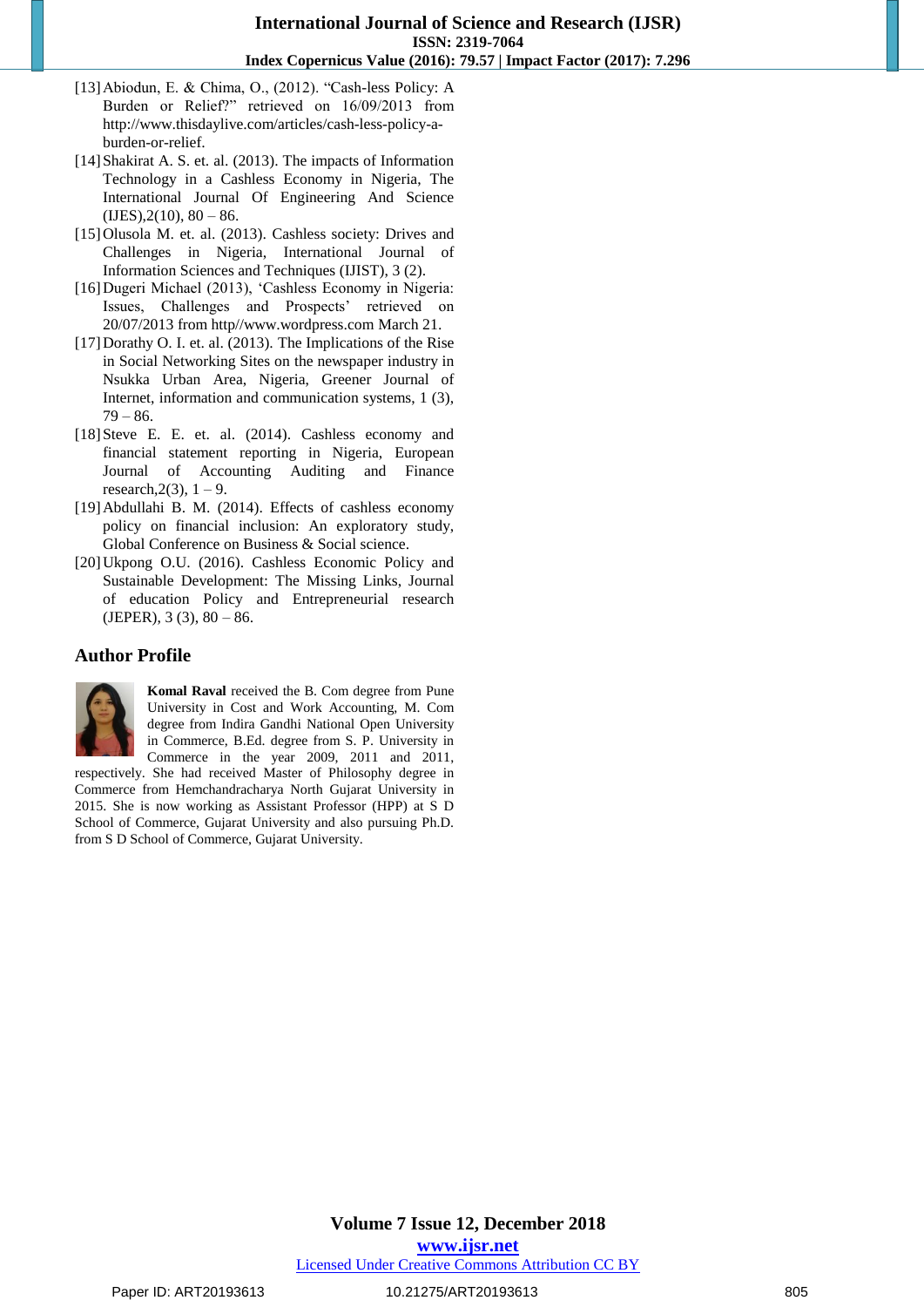[13] Abiodun, E. & Chima, O., (2012). "Cash-less Policy: A Burden or Relief?" retrieved on 16/09/2013 from http://www.thisdaylive.com/articles/cash-less-policy-a-burden-or-relief.

[14] Shakirat A. S. et. al. (2013). The impacts of Information Technology in a Cashless Economy in Nigeria, The International Journal Of Engineering And Science (IJES),2(10), 80 – 86.

[15] Olusola M. et. al. (2013). Cashless society: Drives and Challenges in Nigeria, International Journal of Information Sciences and Techniques (IJIST), 3 (2).

[16] Dugeri Michael (2013), 'Cashless Economy in Nigeria: Issues, Challenges and Prospects' retrieved on 20/07/2013 from http//www.wordpress.com March 21.

[17] Dorathy O. I. et. al. (2013). The Implications of the Rise in Social Networking Sites on the newspaper industry in Nsukka Urban Area, Nigeria, Greener Journal of Internet, information and communication systems, 1 (3), 79 – 86.

[18] Steve E. E. et. al. (2014). Cashless economy and financial statement reporting in Nigeria, European Journal of Accounting Auditing and Finance research,2(3), 1 – 9.

[19] Abdullahi B. M. (2014). Effects of cashless economy policy on financial inclusion: An exploratory study, Global Conference on Business & Social science.

[20] Ukpong O.U. (2016). Cashless Economic Policy and Sustainable Development: The Missing Links, Journal of education Policy and Entrepreneurial research (JEPER), 3 (3), 80 – 86.

## Author Profile

**Komal Raval** received the B. Com degree from Pune University in Cost and Work Accounting, M. Com degree from Indira Gandhi National Open University in Commerce, B.Ed. degree from S. P. University in Commerce in the year 2009, 2011 and 2011, respectively. She had received Master of Philosophy degree in Commerce from Hemchandracharya North Gujarat University in 2015. She is now working as Assistant Professor (HPP) at S D School of Commerce, Gujarat University and also pursuing Ph.D. from S D School of Commerce, Gujarat University.